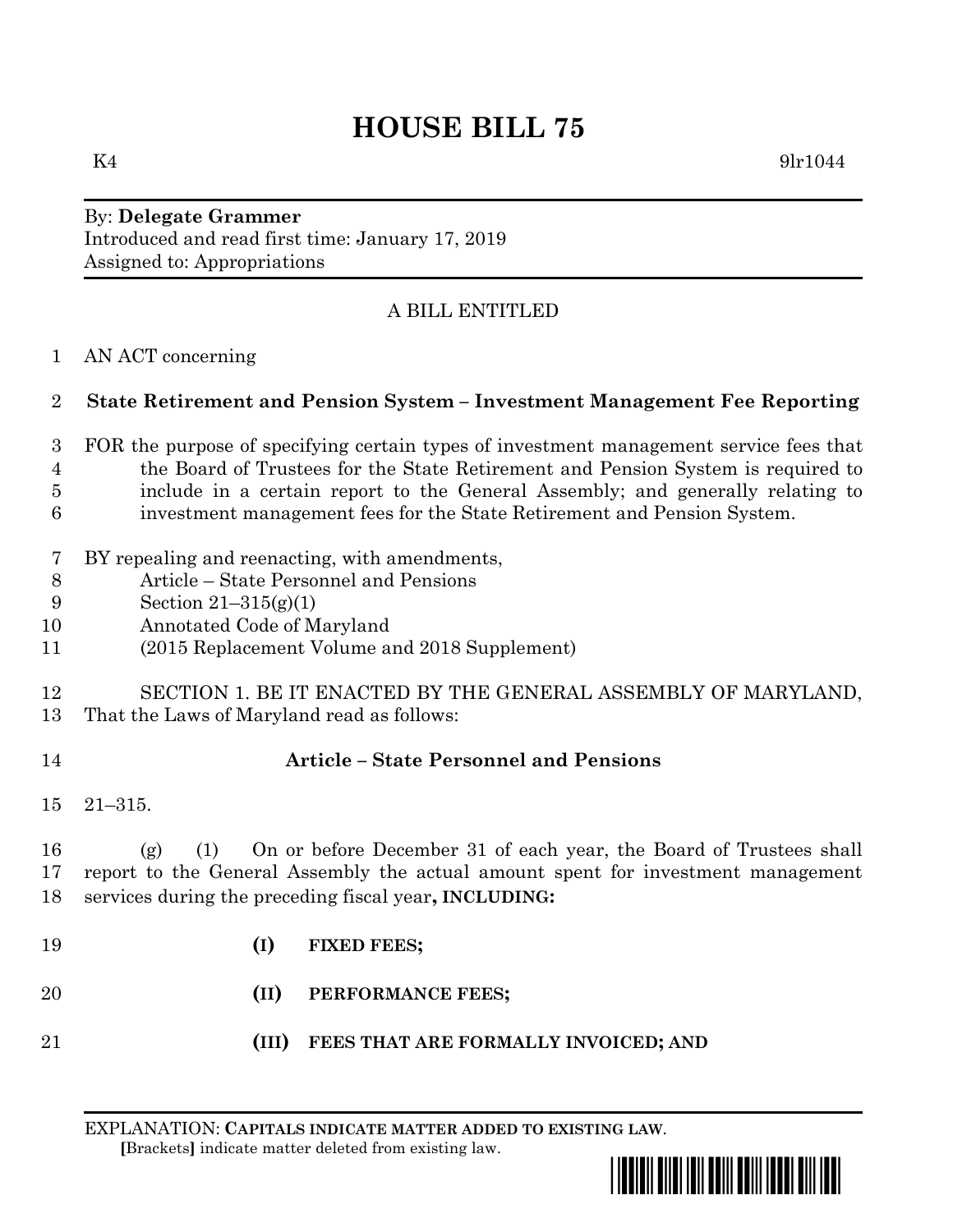# HOUSE BILL 75

K4 9lr1044

By: **Delegate Grammer**
Introduced and read first time: January 17, 2019
Assigned to: Appropriations

A BILL ENTITLED

AN ACT concerning

**State Retirement and Pension System – Investment Management Fee Reporting**

FOR the purpose of specifying certain types of investment management service fees that the Board of Trustees for the State Retirement and Pension System is required to include in a certain report to the General Assembly; and generally relating to investment management fees for the State Retirement and Pension System.

BY repealing and reenacting, with amendments,
Article – State Personnel and Pensions
Section 21–315(g)(1)
Annotated Code of Maryland
(2015 Replacement Volume and 2018 Supplement)

SECTION 1. BE IT ENACTED BY THE GENERAL ASSEMBLY OF MARYLAND, That the Laws of Maryland read as follows:

**Article – State Personnel and Pensions**

21–315.

(g) (1) On or before December 31 of each year, the Board of Trustees shall report to the General Assembly the actual amount spent for investment management services during the preceding fiscal year**, INCLUDING:**

**(I) FIXED FEES;**

**(II) PERFORMANCE FEES;**

**(III) FEES THAT ARE FORMALLY INVOICED; AND**

EXPLANATION: **CAPITALS INDICATE MATTER ADDED TO EXISTING LAW**.
**[**Brackets**]** indicate matter deleted from existing law.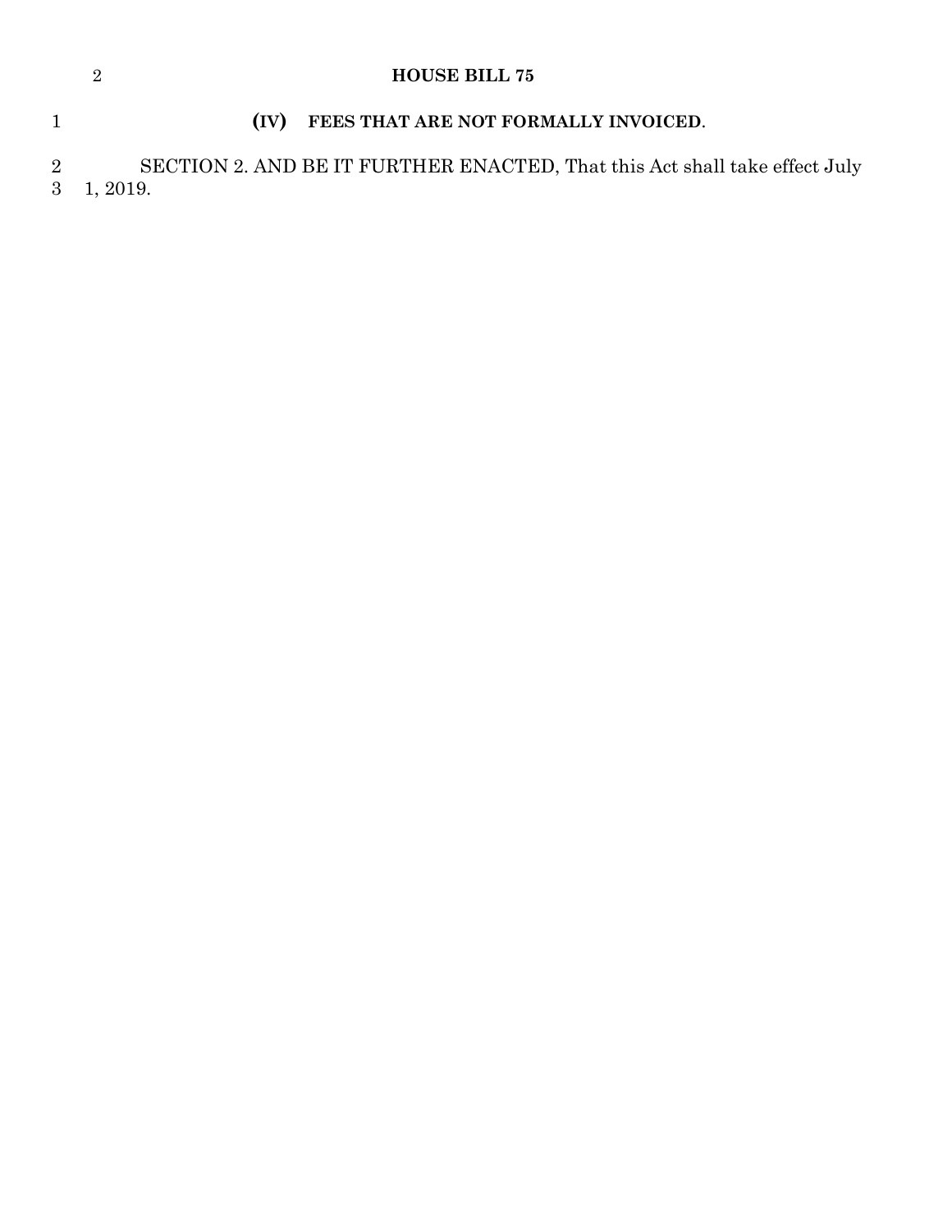**(IV) FEES THAT ARE NOT FORMALLY INVOICED**.

SECTION 2. AND BE IT FURTHER ENACTED, That this Act shall take effect July 1, 2019.